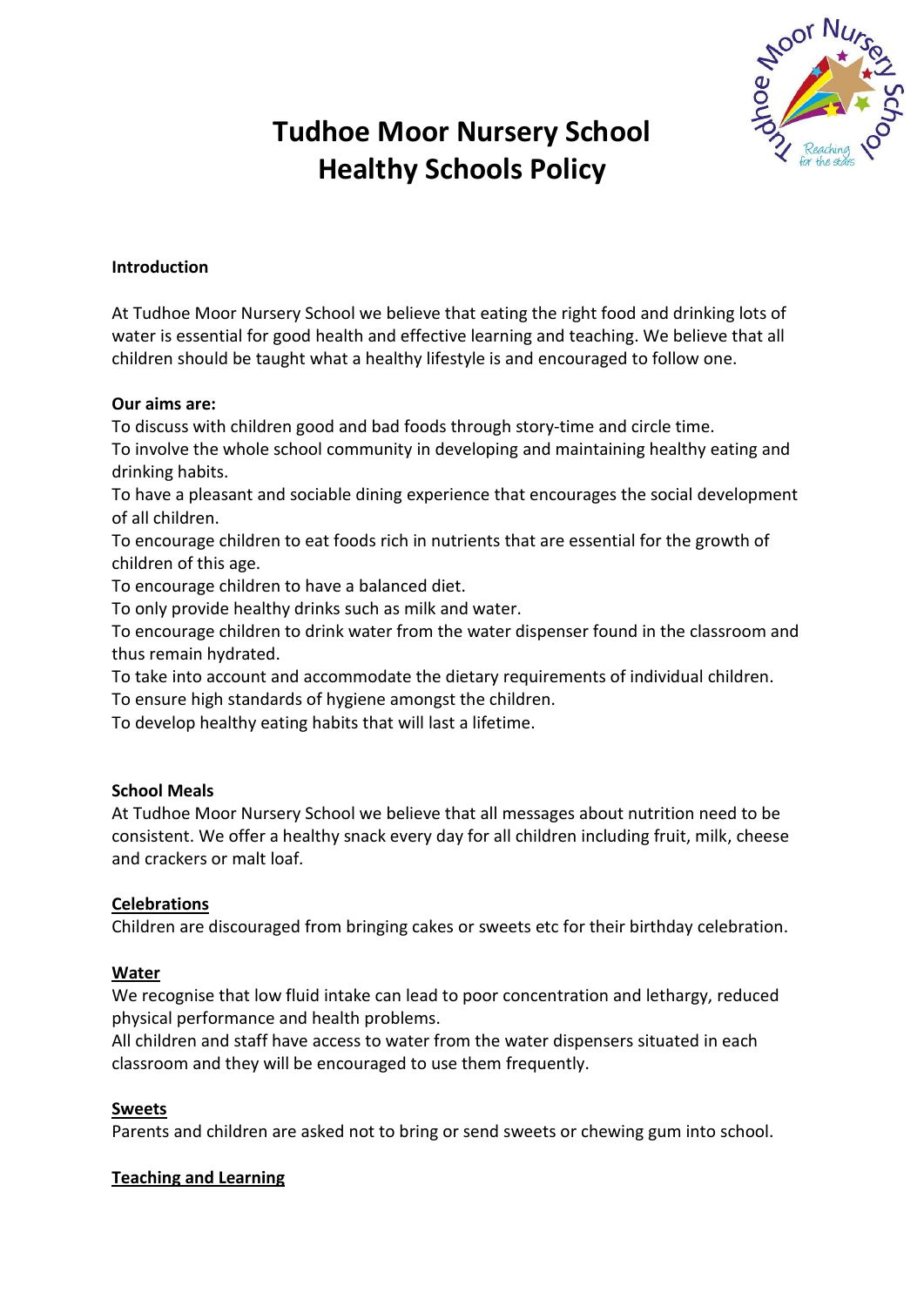# Tudhoe Moor Nursery School
# Healthy Schools Policy

**Introduction**

At Tudhoe Moor Nursery School we believe that eating the right food and drinking lots of water is essential for good health and effective learning and teaching. We believe that all children should be taught what a healthy lifestyle is and encouraged to follow one.

**Our aims are:**

To discuss with children good and bad foods through story-time and circle time.
To involve the whole school community in developing and maintaining healthy eating and drinking habits.
To have a pleasant and sociable dining experience that encourages the social development of all children.
To encourage children to eat foods rich in nutrients that are essential for the growth of children of this age.
To encourage children to have a balanced diet.
To only provide healthy drinks such as milk and water.
To encourage children to drink water from the water dispenser found in the classroom and thus remain hydrated.
To take into account and accommodate the dietary requirements of individual children.
To ensure high standards of hygiene amongst the children.
To develop healthy eating habits that will last a lifetime.

**School Meals**

At Tudhoe Moor Nursery School we believe that all messages about nutrition need to be consistent. We offer a healthy snack every day for all children including fruit, milk, cheese and crackers or malt loaf.

**Celebrations**

Children are discouraged from bringing cakes or sweets etc for their birthday celebration.

**Water**

We recognise that low fluid intake can lead to poor concentration and lethargy, reduced physical performance and health problems.
All children and staff have access to water from the water dispensers situated in each classroom and they will be encouraged to use them frequently.

**Sweets**

Parents and children are asked not to bring or send sweets or chewing gum into school.

**Teaching and Learning**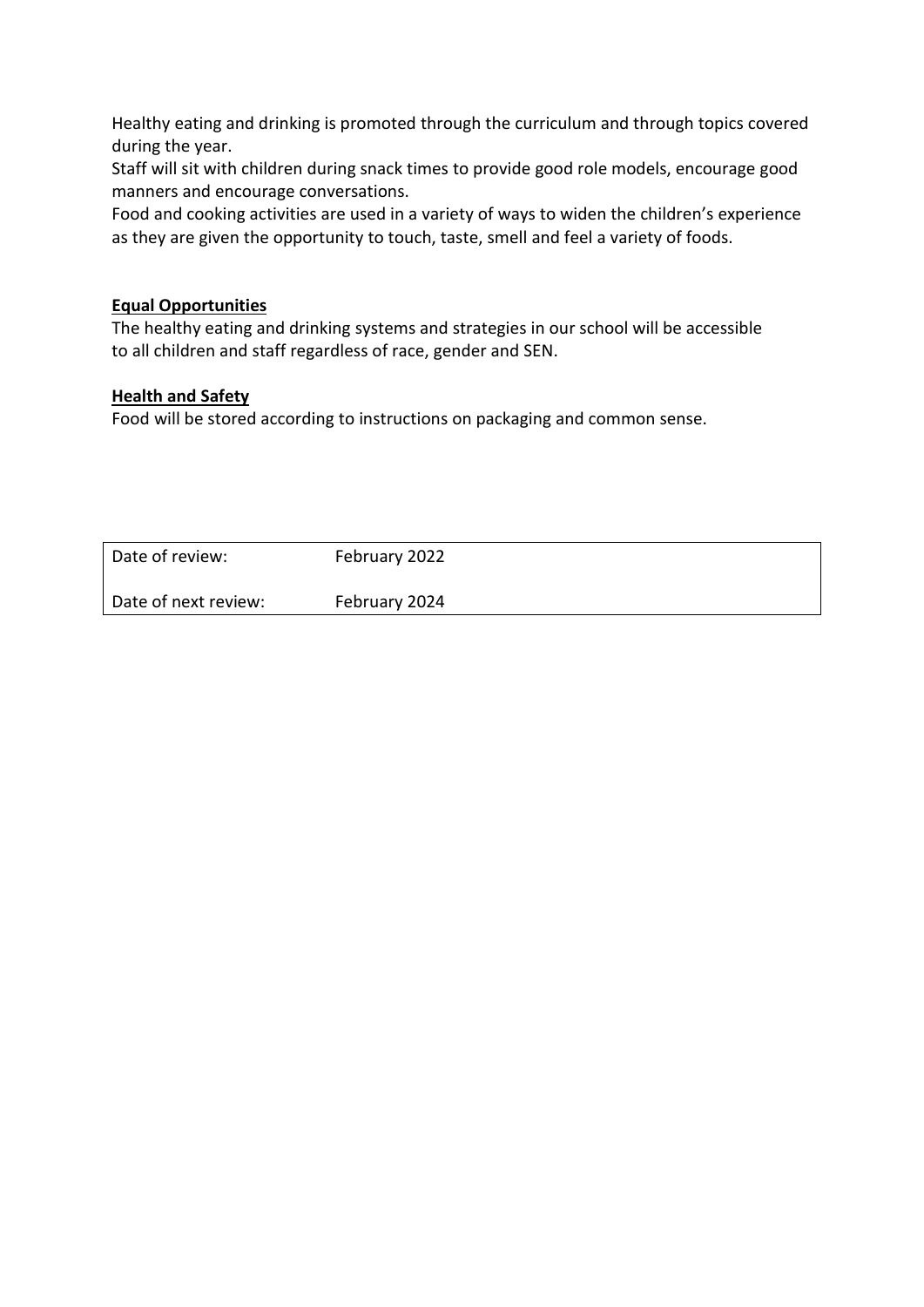Healthy eating and drinking is promoted through the curriculum and through topics covered during the year.

Staff will sit with children during snack times to provide good role models, encourage good manners and encourage conversations.

Food and cooking activities are used in a variety of ways to widen the children's experience as they are given the opportunity to touch, taste, smell and feel a variety of foods.

**Equal Opportunities**

The healthy eating and drinking systems and strategies in our school will be accessible to all children and staff regardless of race, gender and SEN.

**Health and Safety**

Food will be stored according to instructions on packaging and common sense.

| | |
|---|---|
| Date of review: | February 2022 |
| Date of next review: | February 2024 |